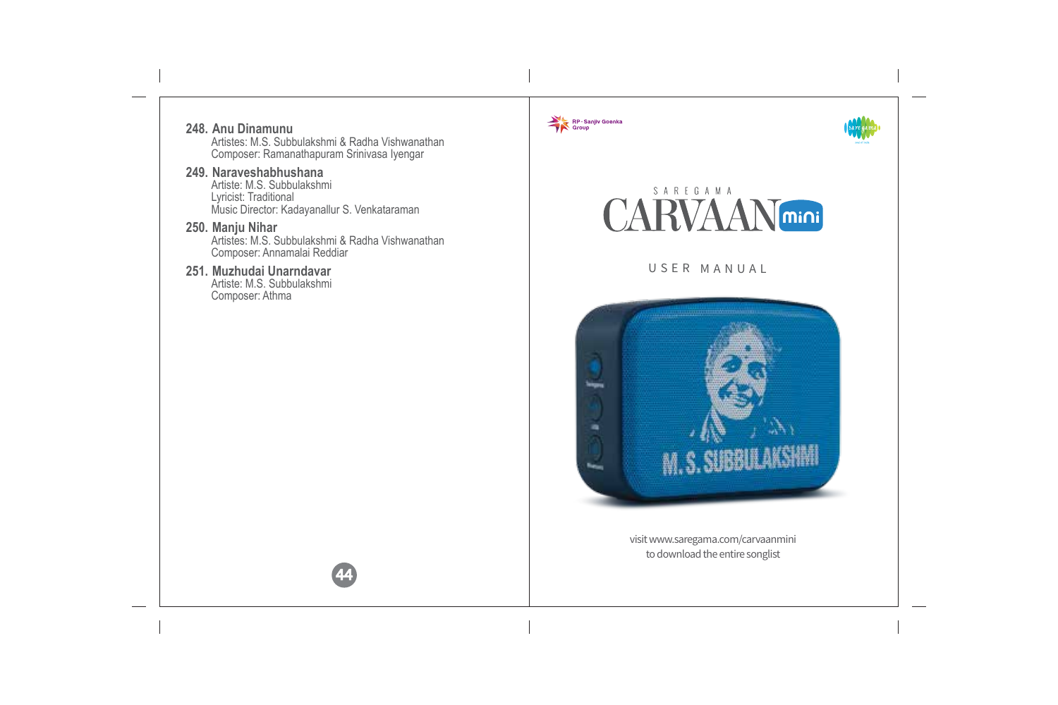**248. Anu Dinamunu**
Artistes: M.S. Subbulakshmi & Radha Vishwanathan
Composer: Ramanathapuram Srinivasa Iyengar

**249. Naraveshabhushana**
Artiste: M.S. Subbulakshmi
Lyricist: Traditional
Music Director: Kadayanallur S. Venkataraman

**250. Manju Nihar**
Artistes: M.S. Subbulakshmi & Radha Vishwanathan
Composer: Annamalai Reddiar

**251. Muzhudai Unarndavar**
Artiste: M.S. Subbulakshmi
Composer: Athma

RP - Sanjiv Goenka Group

saregama

SAREGAMA

# CARVAAN mini

USER MANUAL

visit www.saregama.com/carvaanmini
to download the entire songlist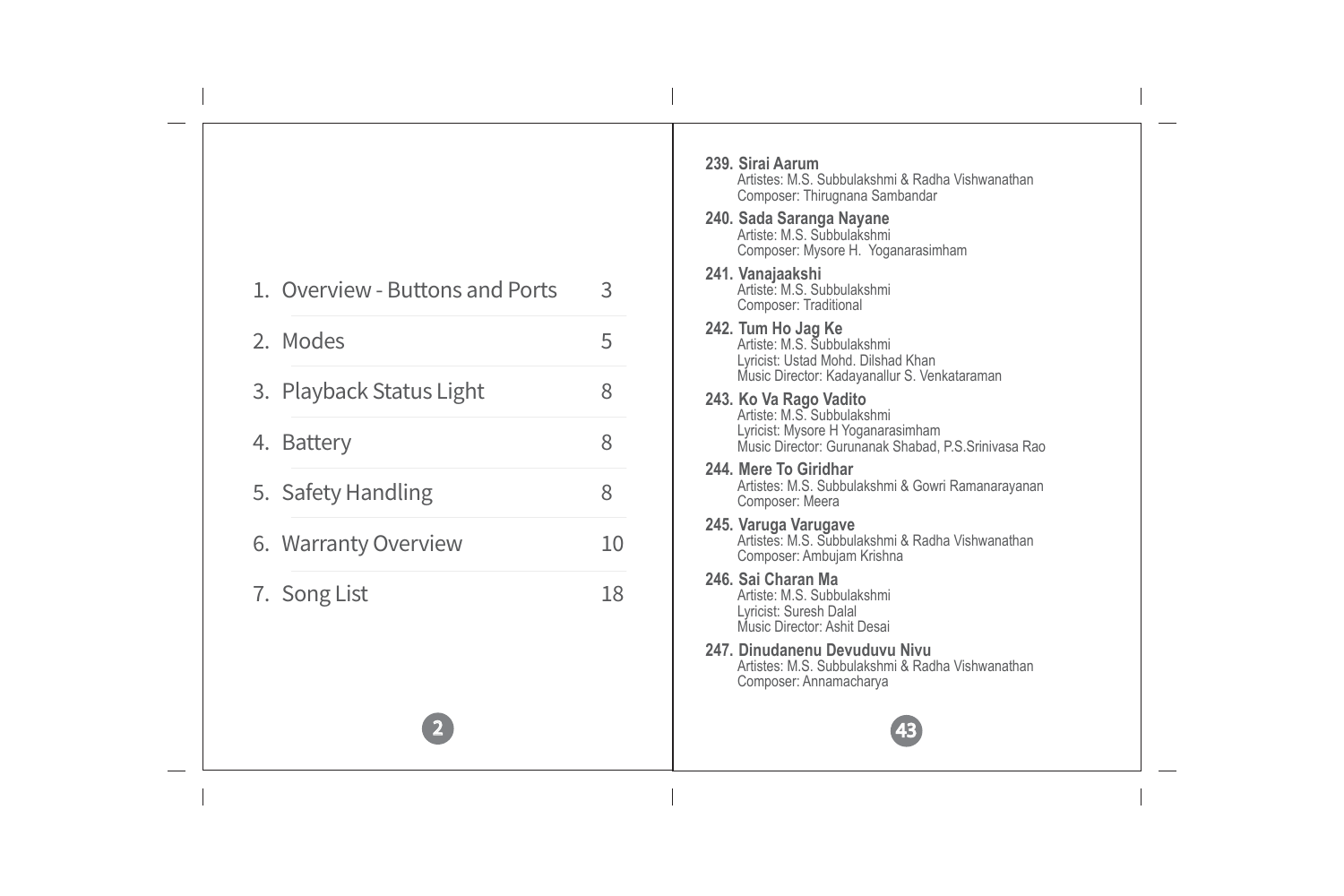| | |
|---|---|
| 1. Overview - Buttons and Ports | 3 |
| 2. Modes | 5 |
| 3. Playback Status Light | 8 |
| 4. Battery | 8 |
| 5. Safety Handling | 8 |
| 6. Warranty Overview | 10 |
| 7. Song List | 18 |

**239. Sirai Aarum**
Artistes: M.S. Subbulakshmi & Radha Vishwanathan
Composer: Thirugnana Sambandar

**240. Sada Saranga Nayane**
Artiste: M.S. Subbulakshmi
Composer: Mysore H. Yoganarasimham

**241. Vanajaakshi**
Artiste: M.S. Subbulakshmi
Composer: Traditional

**242. Tum Ho Jag Ke**
Artiste: M.S. Subbulakshmi
Lyricist: Ustad Mohd. Dilshad Khan
Music Director: Kadayanallur S. Venkataraman

**243. Ko Va Rago Vadito**
Artiste: M.S. Subbulakshmi
Lyricist: Mysore H Yoganarasimham
Music Director: Gurunanak Shabad, P.S.Srinivasa Rao

**244. Mere To Giridhar**
Artistes: M.S. Subbulakshmi & Gowri Ramanarayanan
Composer: Meera

**245. Varuga Varugave**
Artistes: M.S. Subbulakshmi & Radha Vishwanathan
Composer: Ambujam Krishna

**246. Sai Charan Ma**
Artiste: M.S. Subbulakshmi
Lyricist: Suresh Dalal
Music Director: Ashit Desai

**247. Dinudanenu Devuduvu Nivu**
Artistes: M.S. Subbulakshmi & Radha Vishwanathan
Composer: Annamacharya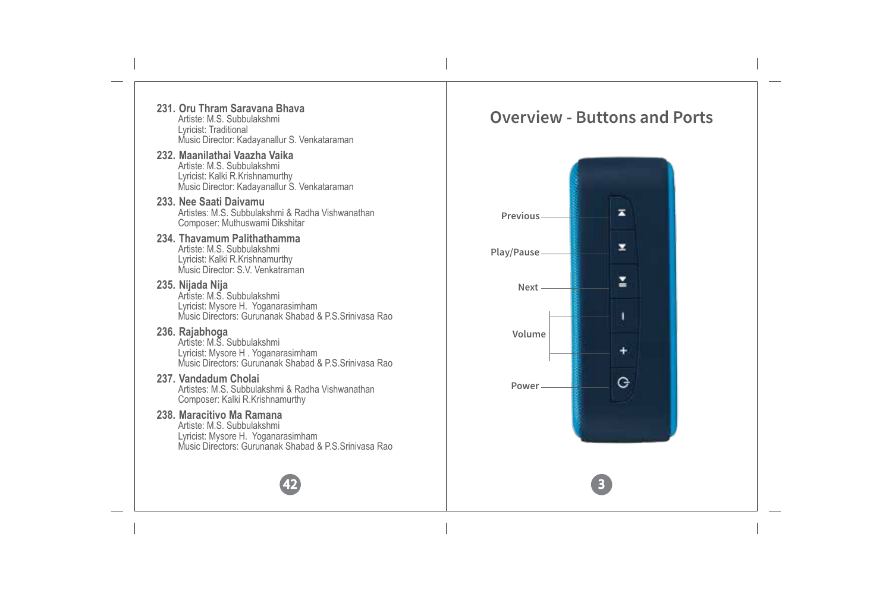231. **Oru Thram Saravana Bhava**
Artiste: M.S. Subbulakshmi
Lyricist: Traditional
Music Director: Kadayanallur S. Venkataraman

232. **Maanilathai Vaazha Vaika**
Artiste: M.S. Subbulakshmi
Lyricist: Kalki R.Krishnamurthy
Music Director: Kadayanallur S. Venkataraman

233. **Nee Saati Daivamu**
Artistes: M.S. Subbulakshmi & Radha Vishwanathan
Composer: Muthuswami Dikshitar

234. **Thavamum Palithathamma**
Artiste: M.S. Subbulakshmi
Lyricist: Kalki R.Krishnamurthy
Music Director: S.V. Venkatraman

235. **Nijada Nija**
Artiste: M.S. Subbulakshmi
Lyricist: Mysore H. Yoganarasimham
Music Directors: Gurunanak Shabad & P.S.Srinivasa Rao

236. **Rajabhoga**
Artiste: M.S. Subbulakshmi
Lyricist: Mysore H . Yoganarasimham
Music Directors: Gurunanak Shabad & P.S.Srinivasa Rao

237. **Vandadum Cholai**
Artistes: M.S. Subbulakshmi & Radha Vishwanathan
Composer: Kalki R.Krishnamurthy

238. **Maracitivo Ma Ramana**
Artiste: M.S. Subbulakshmi
Lyricist: Mysore H. Yoganarasimham
Music Directors: Gurunanak Shabad & P.S.Srinivasa Rao

## Overview - Buttons and Ports

Previous

Play/Pause

Next

Volume

Power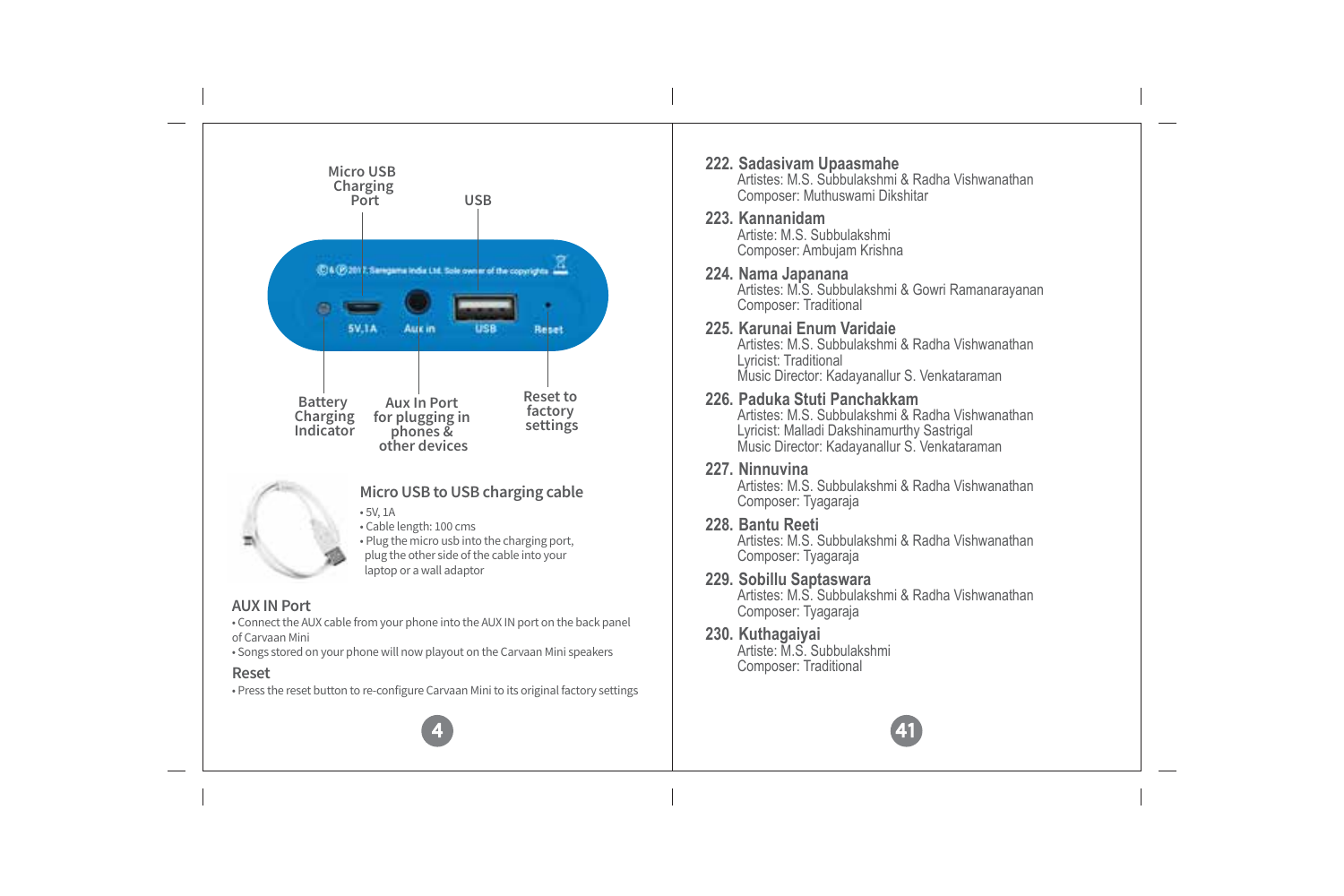Micro USB Charging Port

USB

Battery Charging Indicator

Aux In Port for plugging in phones & other devices

Reset to factory settings

### Micro USB to USB charging cable

- 5V, 1A
- Cable length: 100 cms
- Plug the micro usb into the charging port, plug the other side of the cable into your laptop or a wall adaptor

### AUX IN Port

- Connect the AUX cable from your phone into the AUX IN port on the back panel of Carvaan Mini
- Songs stored on your phone will now play out on the Carvaan Mini speakers

### Reset

- Press the reset button to re-configure Carvaan Mini to its original factory settings

**222. Sadasivam Upaasmahe**
Artistes: M.S. Subbulakshmi & Radha Vishwanathan
Composer: Muthuswami Dikshitar

**223. Kannanidam**
Artiste: M.S. Subbulakshmi
Composer: Ambujam Krishna

**224. Nama Japanana**
Artistes: M.S. Subbulakshmi & Gowri Ramanarayanan
Composer: Traditional

**225. Karunai Enum Varidaie**
Artistes: M.S. Subbulakshmi & Radha Vishwanathan
Lyricist: Traditional
Music Director: Kadayanallur S. Venkataraman

**226. Paduka Stuti Panchakkam**
Artistes: M.S. Subbulakshmi & Radha Vishwanathan
Lyricist: Malladi Dakshinamurthy Sastrigal
Music Director: Kadayanallur S. Venkataraman

**227. Ninnuvina**
Artistes: M.S. Subbulakshmi & Radha Vishwanathan
Composer: Tyagaraja

**228. Bantu Reeti**
Artistes: M.S. Subbulakshmi & Radha Vishwanathan
Composer: Tyagaraja

**229. Sobillu Saptaswara**
Artistes: M.S. Subbulakshmi & Radha Vishwanathan
Composer: Tyagaraja

**230. Kuthagaiyai**
Artiste: M.S. Subbulakshmi
Composer: Traditional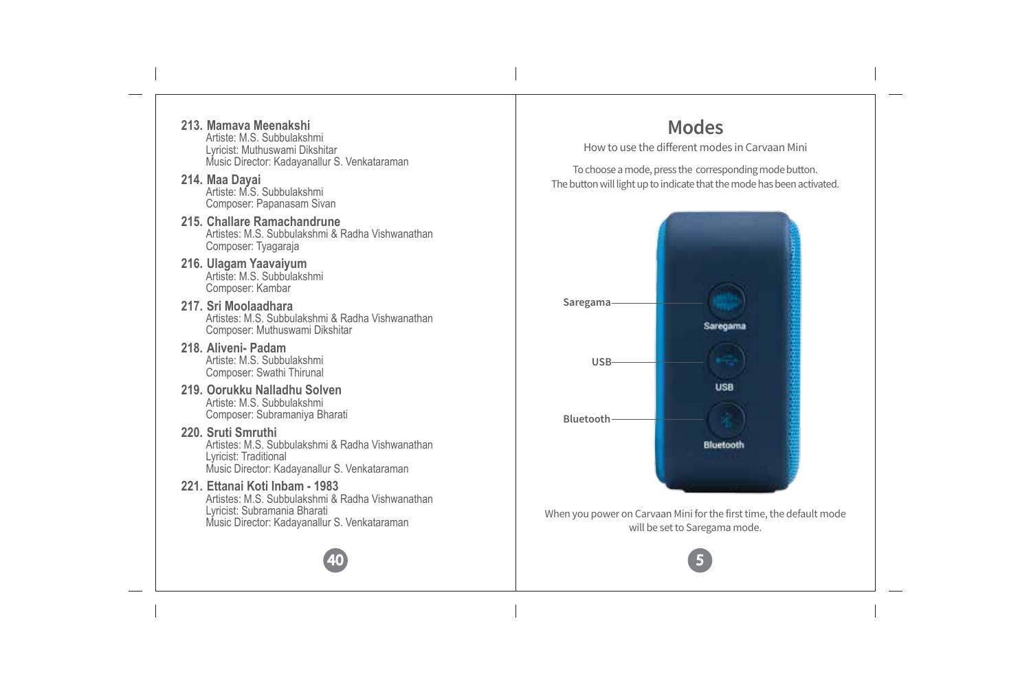**213. Mamava Meenakshi**
Artiste: M.S. Subbulakshmi
Lyricist: Muthuswami Dikshitar
Music Director: Kadayanallur S. Venkataraman

**214. Maa Dayai**
Artiste: M.S. Subbulakshmi
Composer: Papanasam Sivan

**215. Challare Ramachandrune**
Artistes: M.S. Subbulakshmi & Radha Vishwanathan
Composer: Tyagaraja

**216. Ulagam Yaavaiyum**
Artiste: M.S. Subbulakshmi
Composer: Kambar

**217. Sri Moolaadhara**
Artistes: M.S. Subbulakshmi & Radha Vishwanathan
Composer: Muthuswami Dikshitar

**218. Aliveni- Padam**
Artiste: M.S. Subbulakshmi
Composer: Swathi Thirunal

**219. Oorukku Nalladhu Solven**
Artiste: M.S. Subbulakshmi
Composer: Subramaniya Bharati

**220. Sruti Smruthi**
Artistes: M.S. Subbulakshmi & Radha Vishwanathan
Lyricist: Traditional
Music Director: Kadayanallur S. Venkataraman

**221. Ettanai Koti Inbam - 1983**
Artistes: M.S. Subbulakshmi & Radha Vishwanathan
Lyricist: Subramania Bharati
Music Director: Kadayanallur S. Venkataraman

# Modes

How to use the different modes in Carvaan Mini

To choose a mode, press the corresponding mode button.
The button will light up to indicate that the mode has been activated.

Saregama
USB
Bluetooth

When you power on Carvaan Mini for the first time, the default mode will be set to Saregama mode.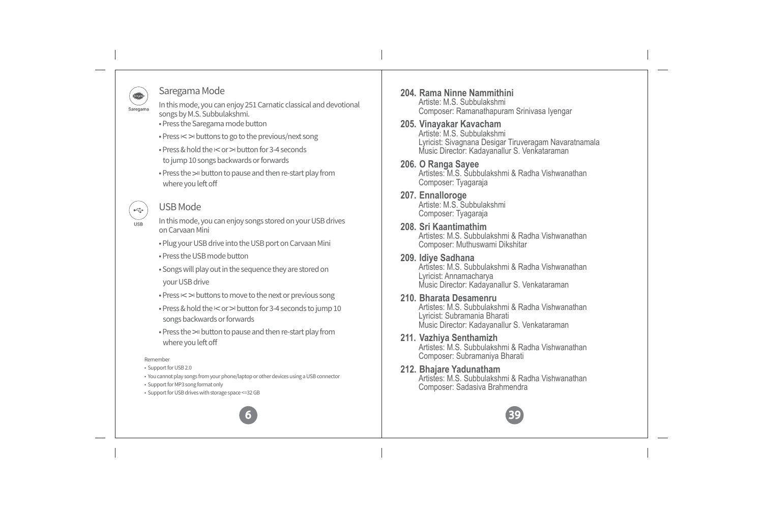## Saregama Mode

In this mode, you can enjoy 251 Carnatic classical and devotional songs by M.S. Subbulakshmi.

- Press the Saregama mode button
- Press ⏮ ⏭ buttons to go to the previous/next song
- Press & hold the ⏮ or ⏭ button for 3-4 seconds to jump 10 songs backwards or forwards
- Press the ⏯ button to pause and then re-start play from where you left off

## USB Mode

In this mode, you can enjoy songs stored on your USB drives on Carvaan Mini

- Plug your USB drive into the USB port on Carvaan Mini
- Press the USB mode button
- Songs will play out in the sequence they are stored on your USB drive
- Press ⏮ ⏭ buttons to move to the next or previous song
- Press & hold the ⏮ or ⏭ button for 3-4 seconds to jump 10 songs backwards or forwards
- Press the ⏯ button to pause and then re-start play from where you left off

Remember

- Support for USB 2.0
- You cannot play songs from your phone/laptop or other devices using a USB connector
- Support for MP3 song format only
- Support for USB drives with storage space <=32 GB

**204. Rama Ninne Nammithini**
Artiste: M.S. Subbulakshmi
Composer: Ramanathapuram Srinivasa Iyengar

**205. Vinayakar Kavacham**
Artiste: M.S. Subbulakshmi
Lyricist: Sivagnana Desigar Tiruveragam Navaratnamala
Music Director: Kadayanallur S. Venkataraman

**206. O Ranga Sayee**
Artistes: M.S. Subbulakshmi & Radha Vishwanathan
Composer: Tyagaraja

**207. Ennalloroge**
Artiste: M.S. Subbulakshmi
Composer: Tyagaraja

**208. Sri Kaantimathim**
Artistes: M.S. Subbulakshmi & Radha Vishwanathan
Composer: Muthuswami Dikshitar

**209. Idiye Sadhana**
Artistes: M.S. Subbulakshmi & Radha Vishwanathan
Lyricist: Annamacharya
Music Director: Kadayanallur S. Venkataraman

**210. Bharata Desamenru**
Artistes: M.S. Subbulakshmi & Radha Vishwanathan
Lyricist: Subramania Bharati
Music Director: Kadayanallur S. Venkataraman

**211. Vazhiya Senthamizh**
Artistes: M.S. Subbulakshmi & Radha Vishwanathan
Composer: Subramaniya Bharati

**212. Bhajare Yadunatham**
Artistes: M.S. Subbulakshmi & Radha Vishwanathan
Composer: Sadasiva Brahmendra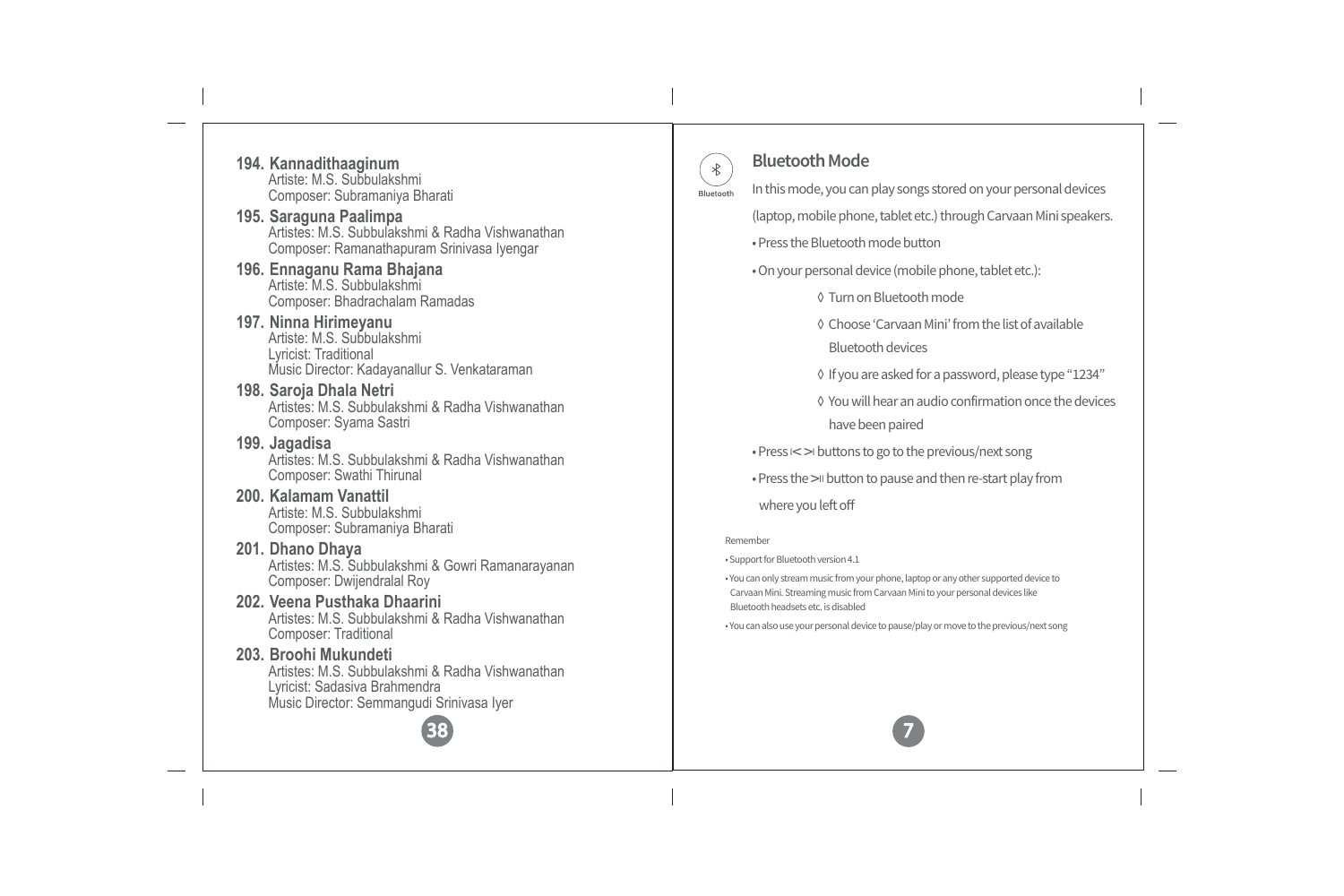**194. Kannadithaaginum**
Artiste: M.S. Subbulakshmi
Composer: Subramaniya Bharati

**195. Saraguna Paalimpa**
Artistes: M.S. Subbulakshmi & Radha Vishwanathan
Composer: Ramanathapuram Srinivasa Iyengar

**196. Ennaganu Rama Bhajana**
Artiste: M.S. Subbulakshmi
Composer: Bhadrachalam Ramadas

**197. Ninna Hirimeyanu**
Artiste: M.S. Subbulakshmi
Lyricist: Traditional
Music Director: Kadayanallur S. Venkataraman

**198. Saroja Dhala Netri**
Artistes: M.S. Subbulakshmi & Radha Vishwanathan
Composer: Syama Sastri

**199. Jagadisa**
Artistes: M.S. Subbulakshmi & Radha Vishwanathan
Composer: Swathi Thirunal

**200. Kalamam Vanattil**
Artiste: M.S. Subbulakshmi
Composer: Subramaniya Bharati

**201. Dhano Dhaya**
Artistes: M.S. Subbulakshmi & Gowri Ramanarayanan
Composer: Dwijendralal Roy

**202. Veena Pusthaka Dhaarini**
Artistes: M.S. Subbulakshmi & Radha Vishwanathan
Composer: Traditional

**203. Broohi Mukundeti**
Artistes: M.S. Subbulakshmi & Radha Vishwanathan
Lyricist: Sadasiva Brahmendra
Music Director: Semmangudi Srinivasa Iyer

## Bluetooth Mode

Bluetooth

In this mode, you can play songs stored on your personal devices (laptop, mobile phone, tablet etc.) through Carvaan Mini speakers.

- Press the Bluetooth mode button
- On your personal device (mobile phone, tablet etc.):
  - ◊ Turn on Bluetooth mode
  - ◊ Choose 'Carvaan Mini' from the list of available Bluetooth devices
  - ◊ If you are asked for a password, please type "1234"
  - ◊ You will hear an audio confirmation once the devices have been paired
- Press I< >I buttons to go to the previous/next song
- Press the >II button to pause and then re-start play from where you left off

Remember

- Support for Bluetooth version 4.1
- You can only stream music from your phone, laptop or any other supported device to Carvaan Mini. Streaming music from Carvaan Mini to your personal devices like Bluetooth headsets etc. is disabled
- You can also use your personal device to pause/play or move to the previous/next song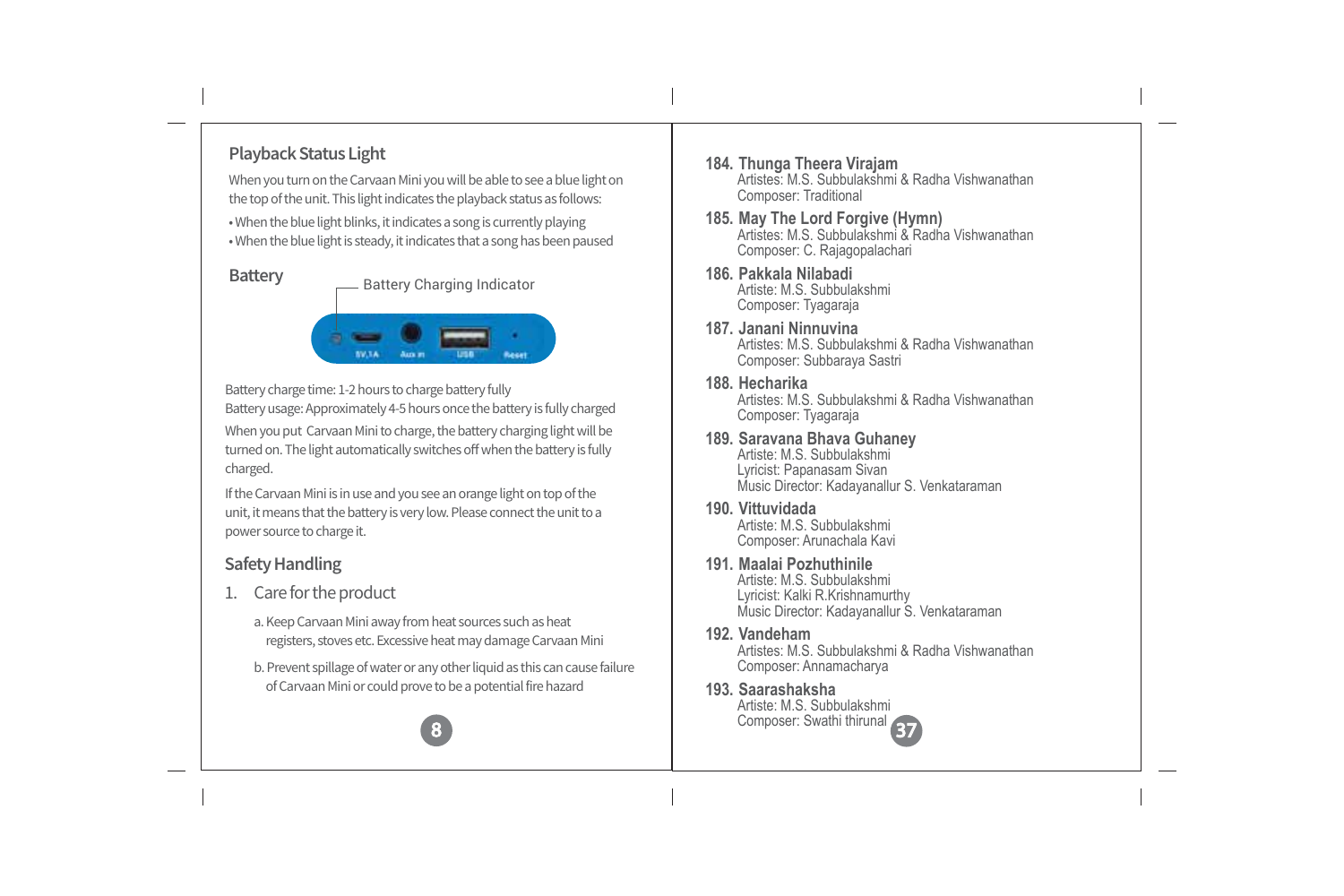## Playback Status Light

When you turn on the Carvaan Mini you will be able to see a blue light on the top of the unit. This light indicates the playback status as follows:

- When the blue light blinks, it indicates a song is currently playing
- When the blue light is steady, it indicates that a song has been paused

## Battery

Battery Charging Indicator

5V,1A Aux in USB Reset

Battery charge time: 1-2 hours to charge battery fully
Battery usage: Approximately 4-5 hours once the battery is fully charged

When you put Carvaan Mini to charge, the battery charging light will be turned on. The light automatically switches off when the battery is fully charged.

If the Carvaan Mini is in use and you see an orange light on top of the unit, it means that the battery is very low. Please connect the unit to a power source to charge it.

## Safety Handling

1. Care for the product

   a. Keep Carvaan Mini away from heat sources such as heat registers, stoves etc. Excessive heat may damage Carvaan Mini

   b. Prevent spillage of water or any other liquid as this can cause failure of Carvaan Mini or could prove to be a potential fire hazard

**184. Thunga Theera Virajam**
Artistes: M.S. Subbulakshmi & Radha Vishwanathan
Composer: Traditional

**185. May The Lord Forgive (Hymn)**
Artistes: M.S. Subbulakshmi & Radha Vishwanathan
Composer: C. Rajagopalachari

**186. Pakkala Nilabadi**
Artiste: M.S. Subbulakshmi
Composer: Tyagaraja

**187. Janani Ninnuvina**
Artistes: M.S. Subbulakshmi & Radha Vishwanathan
Composer: Subbaraya Sastri

**188. Hecharika**
Artistes: M.S. Subbulakshmi & Radha Vishwanathan
Composer: Tyagaraja

**189. Saravana Bhava Guhaney**
Artiste: M.S. Subbulakshmi
Lyricist: Papanasam Sivan
Music Director: Kadayanallur S. Venkataraman

**190. Vittuvidada**
Artiste: M.S. Subbulakshmi
Composer: Arunachala Kavi

**191. Maalai Pozhuthinile**
Artiste: M.S. Subbulakshmi
Lyricist: Kalki R.Krishnamurthy
Music Director: Kadayanallur S. Venkataraman

**192. Vandeham**
Artistes: M.S. Subbulakshmi & Radha Vishwanathan
Composer: Annamacharya

**193. Saarashaksha**
Artiste: M.S. Subbulakshmi
Composer: Swathi thirunal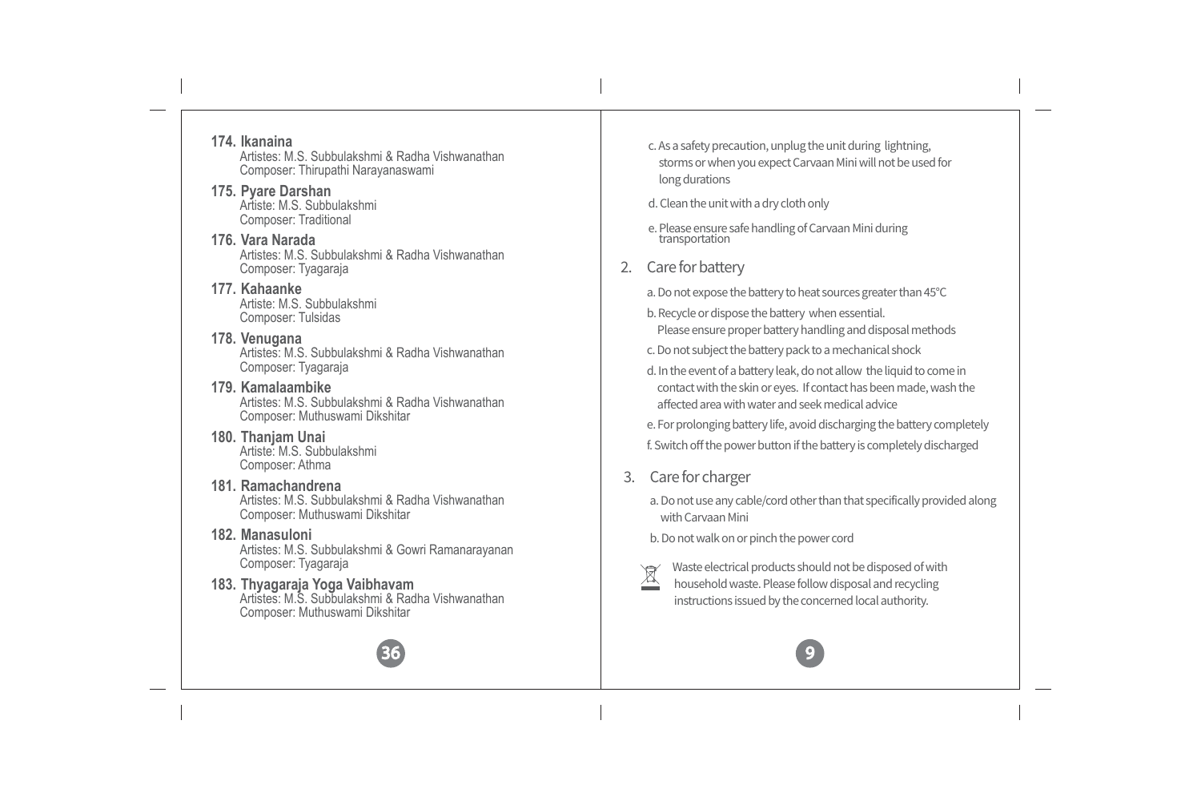**174. Ikanaina**
Artistes: M.S. Subbulakshmi & Radha Vishwanathan
Composer: Thirupathi Narayanaswami

**175. Pyare Darshan**
Artiste: M.S. Subbulakshmi
Composer: Traditional

**176. Vara Narada**
Artistes: M.S. Subbulakshmi & Radha Vishwanathan
Composer: Tyagaraja

**177. Kahaanke**
Artiste: M.S. Subbulakshmi
Composer: Tulsidas

**178. Venugana**
Artistes: M.S. Subbulakshmi & Radha Vishwanathan
Composer: Tyagaraja

**179. Kamalaambike**
Artistes: M.S. Subbulakshmi & Radha Vishwanathan
Composer: Muthuswami Dikshitar

**180. Thanjam Unai**
Artiste: M.S. Subbulakshmi
Composer: Athma

**181. Ramachandrena**
Artistes: M.S. Subbulakshmi & Radha Vishwanathan
Composer: Muthuswami Dikshitar

**182. Manasuloni**
Artistes: M.S. Subbulakshmi & Gowri Ramanarayanan
Composer: Tyagaraja

**183. Thyagaraja Yoga Vaibhavam**
Artistes: M.S. Subbulakshmi & Radha Vishwanathan
Composer: Muthuswami Dikshitar

c. As a safety precaution, unplug the unit during lightning, storms or when you expect Carvaan Mini will not be used for long durations

d. Clean the unit with a dry cloth only

e. Please ensure safe handling of Carvaan Mini during transportation

## 2. Care for battery

a. Do not expose the battery to heat sources greater than 45°C

b. Recycle or dispose the battery when essential. Please ensure proper battery handling and disposal methods

c. Do not subject the battery pack to a mechanical shock

d. In the event of a battery leak, do not allow the liquid to come in contact with the skin or eyes. If contact has been made, wash the affected area with water and seek medical advice

e. For prolonging battery life, avoid discharging the battery completely

f. Switch off the power button if the battery is completely discharged

## 3. Care for charger

a. Do not use any cable/cord other than that specifically provided along with Carvaan Mini

b. Do not walk on or pinch the power cord

Waste electrical products should not be disposed of with household waste. Please follow disposal and recycling instructions issued by the concerned local authority.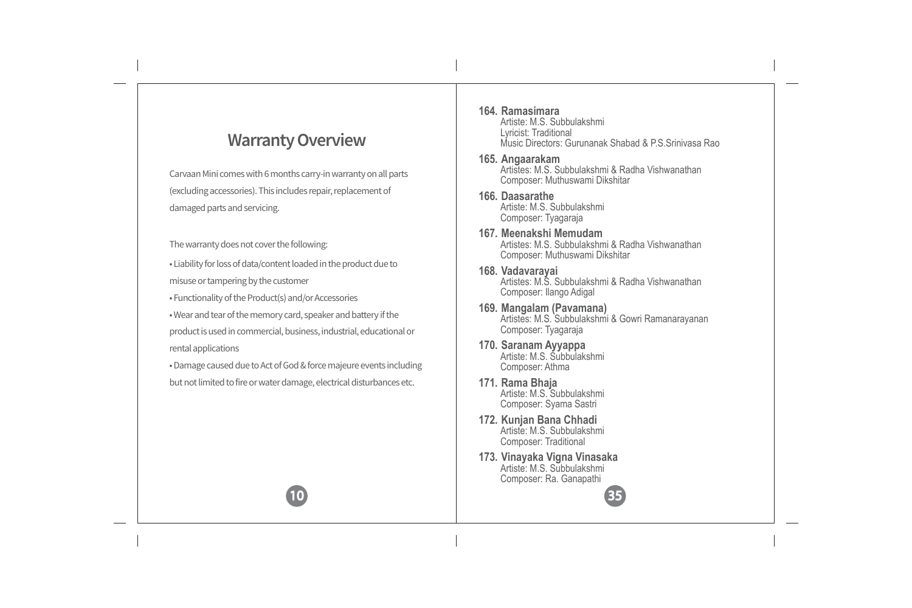## Warranty Overview

Carvaan Mini comes with 6 months carry-in warranty on all parts (excluding accessories). This includes repair, replacement of damaged parts and servicing.

The warranty does not cover the following:

- Liability for loss of data/content loaded in the product due to misuse or tampering by the customer
- Functionality of the Product(s) and/or Accessories
- Wear and tear of the memory card, speaker and battery if the product is used in commercial, business, industrial, educational or rental applications
- Damage caused due to Act of God & force majeure events including but not limited to fire or water damage, electrical disturbances etc.

**164. Ramasimara**
Artiste: M.S. Subbulakshmi
Lyricist: Traditional
Music Directors: Gurunanak Shabad & P.S.Srinivasa Rao

**165. Angaarakam**
Artistes: M.S. Subbulakshmi & Radha Vishwanathan
Composer: Muthuswami Dikshitar

**166. Daasarathe**
Artiste: M.S. Subbulakshmi
Composer: Tyagaraja

**167. Meenakshi Memudam**
Artistes: M.S. Subbulakshmi & Radha Vishwanathan
Composer: Muthuswami Dikshitar

**168. Vadavarayai**
Artistes: M.S. Subbulakshmi & Radha Vishwanathan
Composer: Ilango Adigal

**169. Mangalam (Pavamana)**
Artistes: M.S. Subbulakshmi & Gowri Ramanarayanan
Composer: Tyagaraja

**170. Saranam Ayyappa**
Artiste: M.S. Subbulakshmi
Composer: Athma

**171. Rama Bhaja**
Artiste: M.S. Subbulakshmi
Composer: Syama Sastri

**172. Kunjan Bana Chhadi**
Artiste: M.S. Subbulakshmi
Composer: Traditional

**173. Vinayaka Vigna Vinasaka**
Artiste: M.S. Subbulakshmi
Composer: Ra. Ganapathi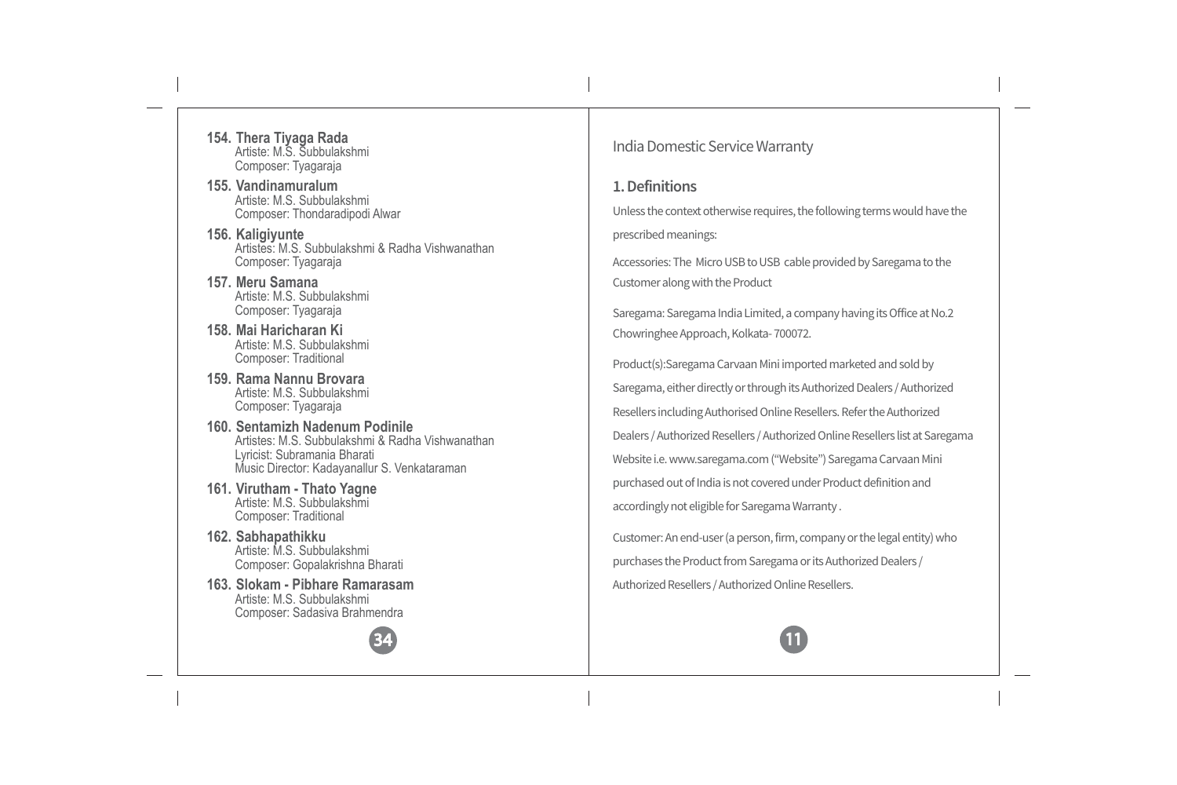**154. Thera Tiyaga Rada**
Artiste: M.S. Subbulakshmi
Composer: Tyagaraja

**155. Vandinamuralum**
Artiste: M.S. Subbulakshmi
Composer: Thondaradipodi Alwar

**156. Kaligiyunte**
Artistes: M.S. Subbulakshmi & Radha Vishwanathan
Composer: Tyagaraja

**157. Meru Samana**
Artiste: M.S. Subbulakshmi
Composer: Tyagaraja

**158. Mai Haricharan Ki**
Artiste: M.S. Subbulakshmi
Composer: Traditional

**159. Rama Nannu Brovara**
Artiste: M.S. Subbulakshmi
Composer: Tyagaraja

**160. Sentamizh Nadenum Podinile**
Artistes: M.S. Subbulakshmi & Radha Vishwanathan
Lyricist: Subramania Bharati
Music Director: Kadayanallur S. Venkataraman

**161. Virutham - Thato Yagne**
Artiste: M.S. Subbulakshmi
Composer: Traditional

**162. Sabhapathikku**
Artiste: M.S. Subbulakshmi
Composer: Gopalakrishna Bharati

**163. Slokam - Pibhare Ramarasam**
Artiste: M.S. Subbulakshmi
Composer: Sadasiva Brahmendra

# India Domestic Service Warranty

## 1. Definitions

Unless the context otherwise requires, the following terms would have the prescribed meanings:

Accessories: The Micro USB to USB cable provided by Saregama to the Customer along with the Product

Saregama: Saregama India Limited, a company having its Office at No.2 Chowringhee Approach, Kolkata- 700072.

Product(s):Saregama Carvaan Mini imported marketed and sold by Saregama, either directly or through its Authorized Dealers / Authorized Resellers including Authorised Online Resellers. Refer the Authorized Dealers / Authorized Resellers / Authorized Online Resellers list at Saregama Website i.e. www.saregama.com ("Website") Saregama Carvaan Mini purchased out of India is not covered under Product definition and accordingly not eligible for Saregama Warranty .

Customer: An end-user (a person, firm, company or the legal entity) who purchases the Product from Saregama or its Authorized Dealers / Authorized Resellers / Authorized Online Resellers.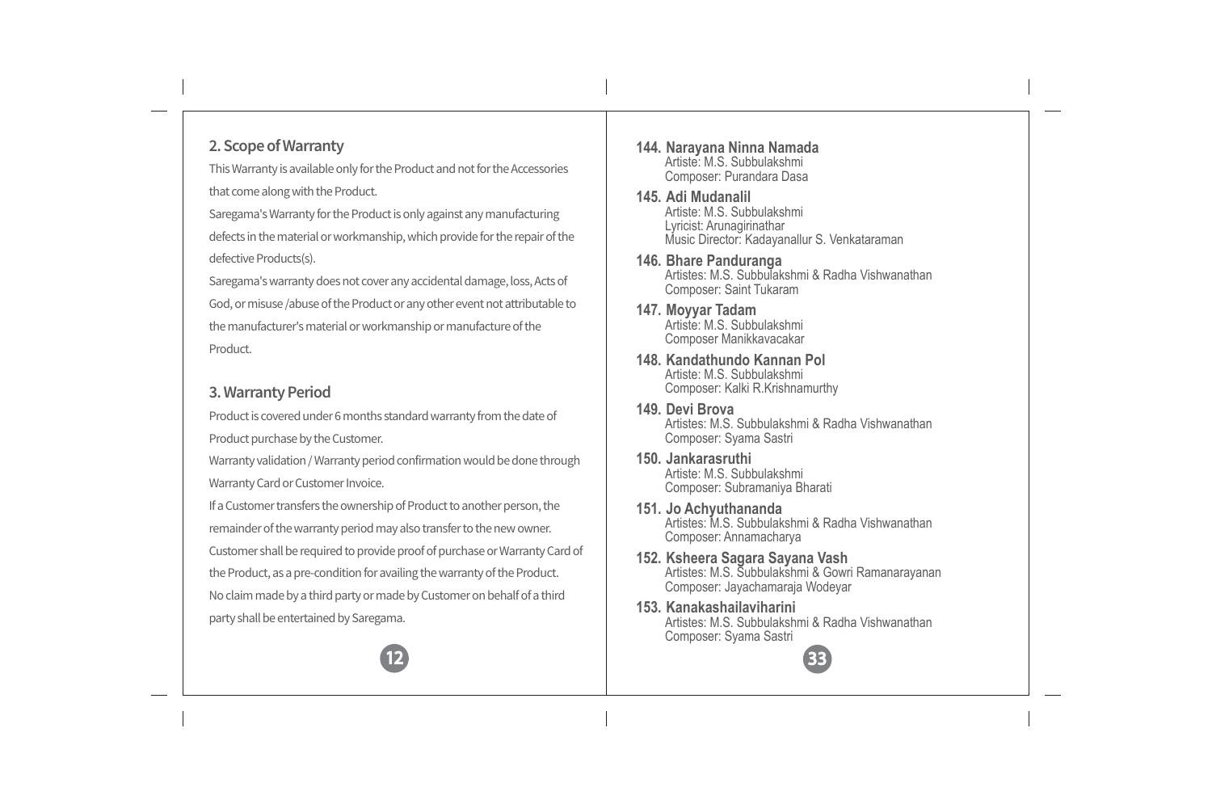## 2. Scope of Warranty

This Warranty is available only for the Product and not for the Accessories that come along with the Product.

Saregama's Warranty for the Product is only against any manufacturing defects in the material or workmanship, which provide for the repair of the defective Products(s).

Saregama's warranty does not cover any accidental damage, loss, Acts of God, or misuse /abuse of the Product or any other event not attributable to the manufacturer's material or workmanship or manufacture of the Product.

## 3. Warranty Period

Product is covered under 6 months standard warranty from the date of Product purchase by the Customer.

Warranty validation / Warranty period confirmation would be done through Warranty Card or Customer Invoice.

If a Customer transfers the ownership of Product to another person, the remainder of the warranty period may also transfer to the new owner.

Customer shall be required to provide proof of purchase or Warranty Card of the Product, as a pre-condition for availing the warranty of the Product.

No claim made by a third party or made by Customer on behalf of a third party shall be entertained by Saregama.

**144. Narayana Ninna Namada**
Artiste: M.S. Subbulakshmi
Composer: Purandara Dasa

**145. Adi Mudanalil**
Artiste: M.S. Subbulakshmi
Lyricist: Arunagirinathar
Music Director: Kadayanallur S. Venkataraman

**146. Bhare Panduranga**
Artistes: M.S. Subbulakshmi & Radha Vishwanathan
Composer: Saint Tukaram

**147. Moyyar Tadam**
Artiste: M.S. Subbulakshmi
Composer Manikkavacakar

**148. Kandathundo Kannan Pol**
Artiste: M.S. Subbulakshmi
Composer: Kalki R.Krishnamurthy

**149. Devi Brova**
Artistes: M.S. Subbulakshmi & Radha Vishwanathan
Composer: Syama Sastri

**150. Jankarasruthi**
Artiste: M.S. Subbulakshmi
Composer: Subramaniya Bharati

**151. Jo Achyuthananda**
Artistes: M.S. Subbulakshmi & Radha Vishwanathan
Composer: Annamacharya

**152. Ksheera Sagara Sayana Vash**
Artistes: M.S. Subbulakshmi & Gowri Ramanarayanan
Composer: Jayachamaraja Wodeyar

**153. Kanakashailaviharini**
Artistes: M.S. Subbulakshmi & Radha Vishwanathan
Composer: Syama Sastri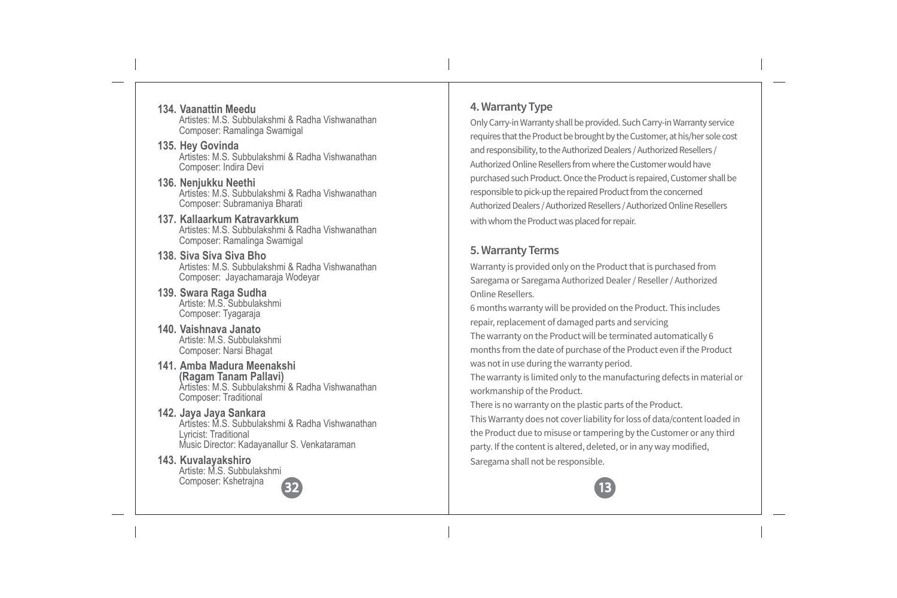**134. Vaanattin Meedu**
Artistes: M.S. Subbulakshmi & Radha Vishwanathan
Composer: Ramalinga Swamigal

**135. Hey Govinda**
Artistes: M.S. Subbulakshmi & Radha Vishwanathan
Composer: Indira Devi

**136. Nenjukku Neethi**
Artistes: M.S. Subbulakshmi & Radha Vishwanathan
Composer: Subramaniya Bharati

**137. Kallaarkum Katravarkkum**
Artistes: M.S. Subbulakshmi & Radha Vishwanathan
Composer: Ramalinga Swamigal

**138. Siva Siva Siva Bho**
Artistes: M.S. Subbulakshmi & Radha Vishwanathan
Composer: Jayachamaraja Wodeyar

**139. Swara Raga Sudha**
Artiste: M.S. Subbulakshmi
Composer: Tyagaraja

**140. Vaishnava Janato**
Artiste: M.S. Subbulakshmi
Composer: Narsi Bhagat

**141. Amba Madura Meenakshi (Ragam Tanam Pallavi)**
Artistes: M.S. Subbulakshmi & Radha Vishwanathan
Composer: Traditional

**142. Jaya Jaya Sankara**
Artistes: M.S. Subbulakshmi & Radha Vishwanathan
Lyricist: Traditional
Music Director: Kadayanallur S. Venkataraman

**143. Kuvalayakshiro**
Artiste: M.S. Subbulakshmi
Composer: Kshetrajna

## 4. Warranty Type

Only Carry-in Warranty shall be provided. Such Carry-in Warranty service requires that the Product be brought by the Customer, at his/her sole cost and responsibility, to the Authorized Dealers / Authorized Resellers / Authorized Online Resellers from where the Customer would have purchased such Product. Once the Product is repaired, Customer shall be responsible to pick-up the repaired Product from the concerned Authorized Dealers / Authorized Resellers / Authorized Online Resellers with whom the Product was placed for repair.

## 5. Warranty Terms

Warranty is provided only on the Product that is purchased from Saregama or Saregama Authorized Dealer / Reseller / Authorized Online Resellers.

6 months warranty will be provided on the Product. This includes repair, replacement of damaged parts and servicing

The warranty on the Product will be terminated automatically 6 months from the date of purchase of the Product even if the Product was not in use during the warranty period.

The warranty is limited only to the manufacturing defects in material or workmanship of the Product.

There is no warranty on the plastic parts of the Product.

This Warranty does not cover liability for loss of data/content loaded in the Product due to misuse or tampering by the Customer or any third party. If the content is altered, deleted, or in any way modified, Saregama shall not be responsible.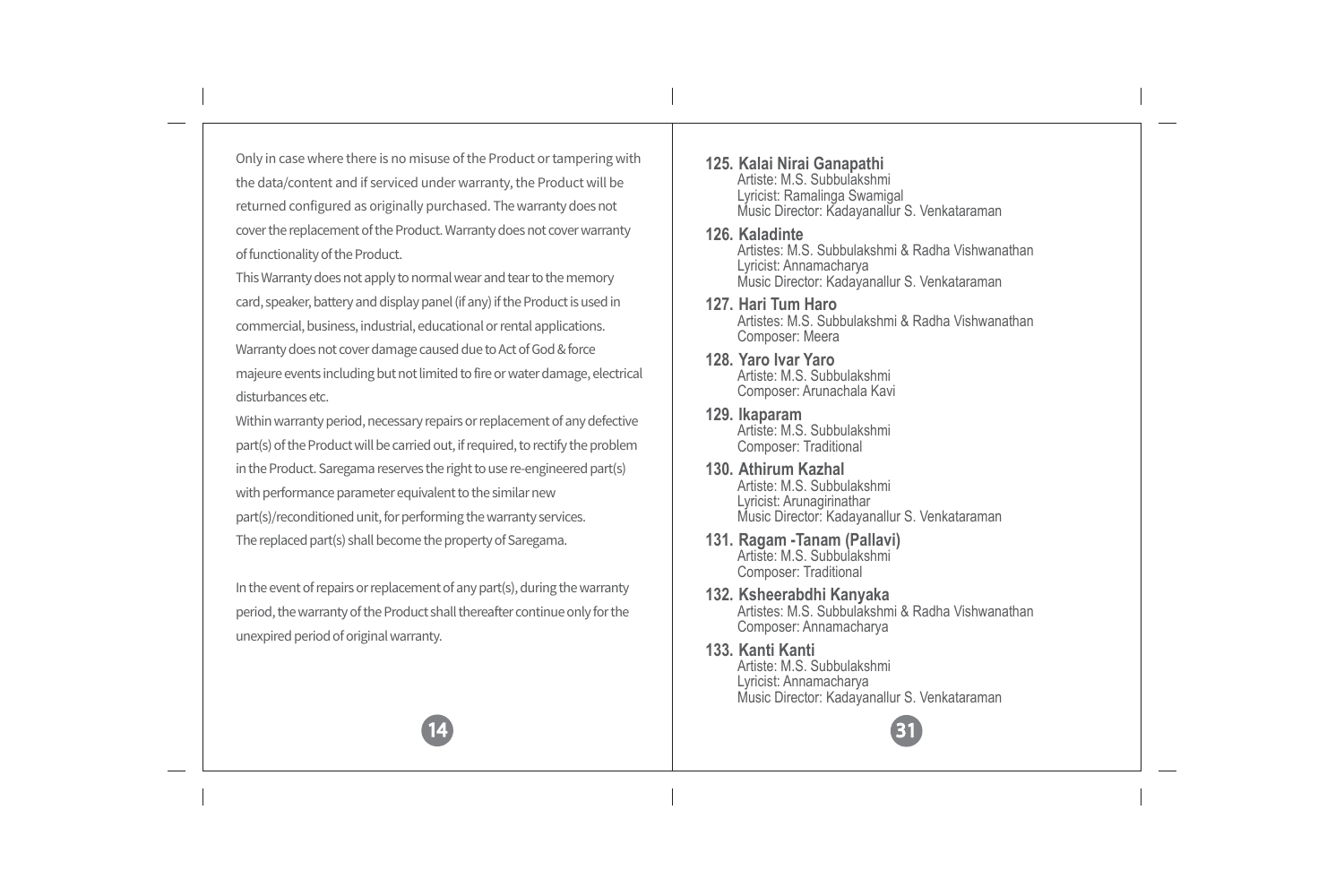Only in case where there is no misuse of the Product or tampering with the data/content and if serviced under warranty, the Product will be returned configured as originally purchased. The warranty does not cover the replacement of the Product. Warranty does not cover warranty of functionality of the Product.

This Warranty does not apply to normal wear and tear to the memory card, speaker, battery and display panel (if any) if the Product is used in commercial, business, industrial, educational or rental applications.

Warranty does not cover damage caused due to Act of God & force majeure events including but not limited to fire or water damage, electrical disturbances etc.

Within warranty period, necessary repairs or replacement of any defective part(s) of the Product will be carried out, if required, to rectify the problem in the Product. Saregama reserves the right to use re-engineered part(s) with performance parameter equivalent to the similar new part(s)/reconditioned unit, for performing the warranty services.

The replaced part(s) shall become the property of Saregama.

In the event of repairs or replacement of any part(s), during the warranty period, the warranty of the Product shall thereafter continue only for the unexpired period of original warranty.

**125. Kalai Nirai Ganapathi**
Artiste: M.S. Subbulakshmi
Lyricist: Ramalinga Swamigal
Music Director: Kadayanallur S. Venkataraman

**126. Kaladinte**
Artistes: M.S. Subbulakshmi & Radha Vishwanathan
Lyricist: Annamacharya
Music Director: Kadayanallur S. Venkataraman

**127. Hari Tum Haro**
Artistes: M.S. Subbulakshmi & Radha Vishwanathan
Composer: Meera

**128. Yaro Ivar Yaro**
Artiste: M.S. Subbulakshmi
Composer: Arunachala Kavi

**129. Ikaparam**
Artiste: M.S. Subbulakshmi
Composer: Traditional

**130. Athirum Kazhal**
Artiste: M.S. Subbulakshmi
Lyricist: Arunagirinathar
Music Director: Kadayanallur S. Venkataraman

**131. Ragam -Tanam (Pallavi)**
Artiste: M.S. Subbulakshmi
Composer: Traditional

**132. Ksheerabdhi Kanyaka**
Artistes: M.S. Subbulakshmi & Radha Vishwanathan
Composer: Annamacharya

**133. Kanti Kanti**
Artiste: M.S. Subbulakshmi
Lyricist: Annamacharya
Music Director: Kadayanallur S. Venkataraman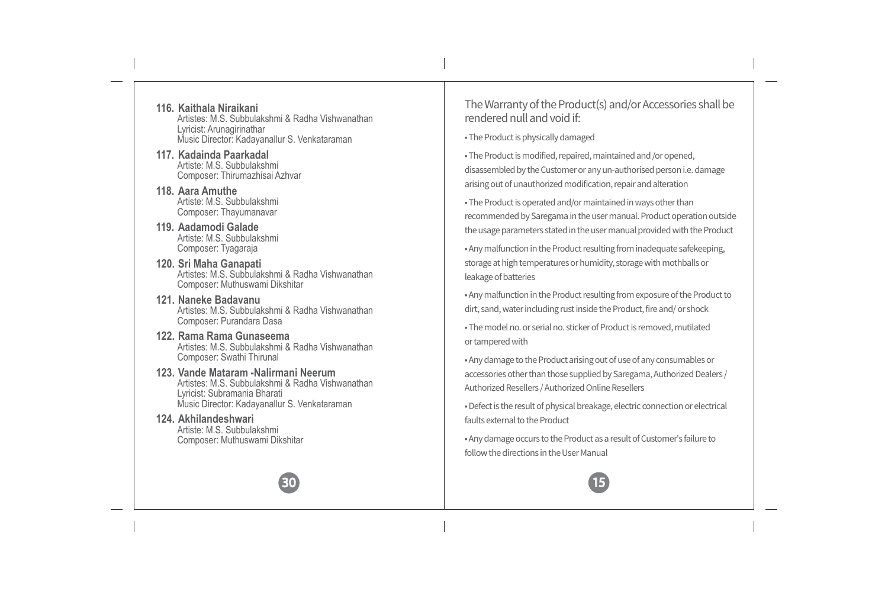**116. Kaithala Niraikani**
Artistes: M.S. Subbulakshmi & Radha Vishwanathan
Lyricist: Arunagirinathar
Music Director: Kadayanallur S. Venkataraman

**117. Kadainda Paarkadal**
Artiste: M.S. Subbulakshmi
Composer: Thirumazhisai Azhvar

**118. Aara Amuthe**
Artiste: M.S. Subbulakshmi
Composer: Thayumanavar

**119. Aadamodi Galade**
Artiste: M.S. Subbulakshmi
Composer: Tyagaraja

**120. Sri Maha Ganapati**
Artistes: M.S. Subbulakshmi & Radha Vishwanathan
Composer: Muthuswami Dikshitar

**121. Naneke Badavanu**
Artistes: M.S. Subbulakshmi & Radha Vishwanathan
Composer: Purandara Dasa

**122. Rama Rama Gunaseema**
Artistes: M.S. Subbulakshmi & Radha Vishwanathan
Composer: Swathi Thirunal

**123. Vande Mataram -Nalirmani Neerum**
Artistes: M.S. Subbulakshmi & Radha Vishwanathan
Lyricist: Subramania Bharati
Music Director: Kadayanallur S. Venkataraman

**124. Akhilandeshwari**
Artiste: M.S. Subbulakshmi
Composer: Muthuswami Dikshitar

## The Warranty of the Product(s) and/or Accessories shall be rendered null and void if:

- The Product is physically damaged
- The Product is modified, repaired, maintained and /or opened, disassembled by the Customer or any un-authorised person i.e. damage arising out of unauthorized modification, repair and alteration
- The Product is operated and/or maintained in ways other than recommended by Saregama in the user manual. Product operation outside the usage parameters stated in the user manual provided with the Product
- Any malfunction in the Product resulting from inadequate safekeeping, storage at high temperatures or humidity, storage with mothballs or leakage of batteries
- Any malfunction in the Product resulting from exposure of the Product to dirt, sand, water including rust inside the Product, fire and/ or shock
- The model no. or serial no. sticker of Product is removed, mutilated or tampered with
- Any damage to the Product arising out of use of any consumables or accessories other than those supplied by Saregama, Authorized Dealers / Authorized Resellers / Authorized Online Resellers
- Defect is the result of physical breakage, electric connection or electrical faults external to the Product
- Any damage occurs to the Product as a result of Customer's failure to follow the directions in the User Manual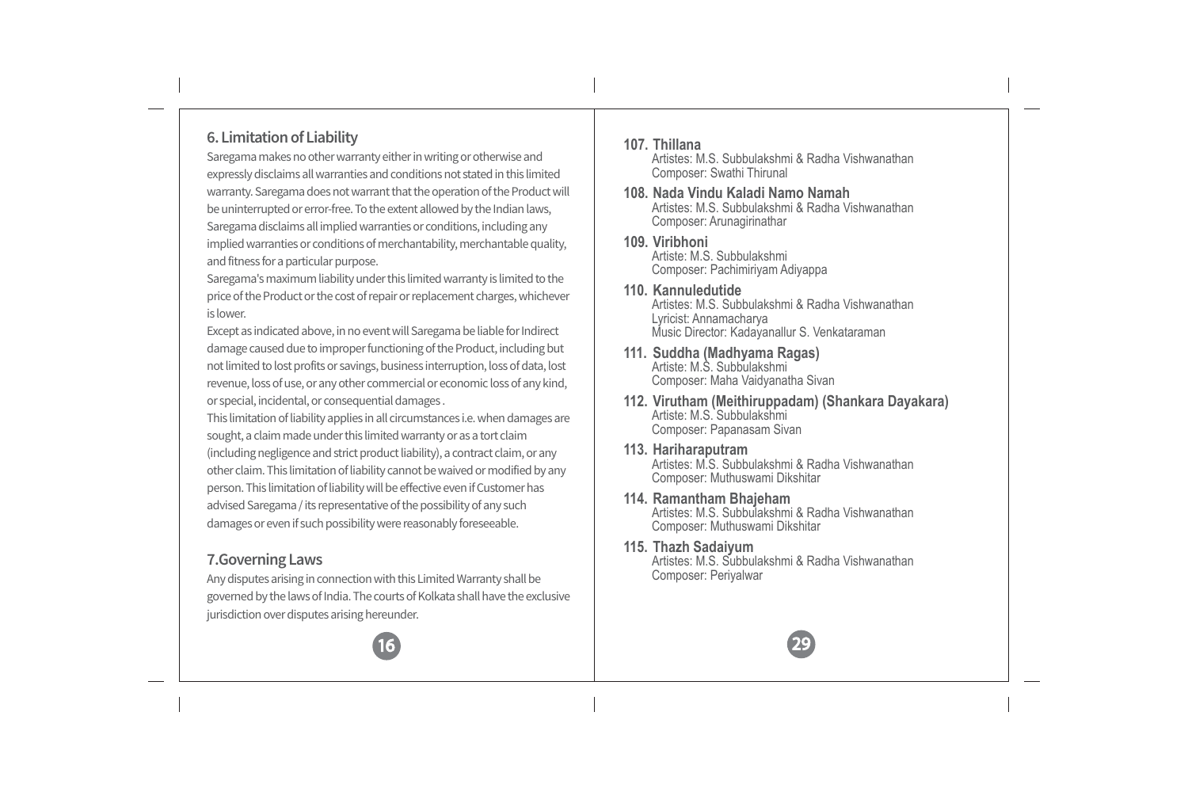## 6. Limitation of Liability

Saregama makes no other warranty either in writing or otherwise and expressly disclaims all warranties and conditions not stated in this limited warranty. Saregama does not warrant that the operation of the Product will be uninterrupted or error-free. To the extent allowed by the Indian laws, Saregama disclaims all implied warranties or conditions, including any implied warranties or conditions of merchantability, merchantable quality, and fitness for a particular purpose.

Saregama's maximum liability under this limited warranty is limited to the price of the Product or the cost of repair or replacement charges, whichever is lower.

Except as indicated above, in no event will Saregama be liable for Indirect damage caused due to improper functioning of the Product, including but not limited to lost profits or savings, business interruption, loss of data, lost revenue, loss of use, or any other commercial or economic loss of any kind, or special, incidental, or consequential damages .

This limitation of liability applies in all circumstances i.e. when damages are sought, a claim made under this limited warranty or as a tort claim (including negligence and strict product liability), a contract claim, or any other claim. This limitation of liability cannot be waived or modified by any person. This limitation of liability will be effective even if Customer has advised Saregama / its representative of the possibility of any such damages or even if such possibility were reasonably foreseeable.

## 7.Governing Laws

Any disputes arising in connection with this Limited Warranty shall be governed by the laws of India. The courts of Kolkata shall have the exclusive jurisdiction over disputes arising hereunder.

**107. Thillana**
Artistes: M.S. Subbulakshmi & Radha Vishwanathan
Composer: Swathi Thirunal

**108. Nada Vindu Kaladi Namo Namah**
Artistes: M.S. Subbulakshmi & Radha Vishwanathan
Composer: Arunagirinathar

**109. Viribhoni**
Artiste: M.S. Subbulakshmi
Composer: Pachimiriyam Adiyappa

**110. Kannuledutide**
Artistes: M.S. Subbulakshmi & Radha Vishwanathan
Lyricist: Annamacharya
Music Director: Kadayanallur S. Venkataraman

**111. Suddha (Madhyama Ragas)**
Artiste: M.S. Subbulakshmi
Composer: Maha Vaidyanatha Sivan

**112. Virutham (Meithiruppadam) (Shankara Dayakara)**
Artiste: M.S. Subbulakshmi
Composer: Papanasam Sivan

**113. Hariharaputram**
Artistes: M.S. Subbulakshmi & Radha Vishwanathan
Composer: Muthuswami Dikshitar

**114. Ramantham Bhajeham**
Artistes: M.S. Subbulakshmi & Radha Vishwanathan
Composer: Muthuswami Dikshitar

**115. Thazh Sadaiyum**
Artistes: M.S. Subbulakshmi & Radha Vishwanathan
Composer: Periyalwar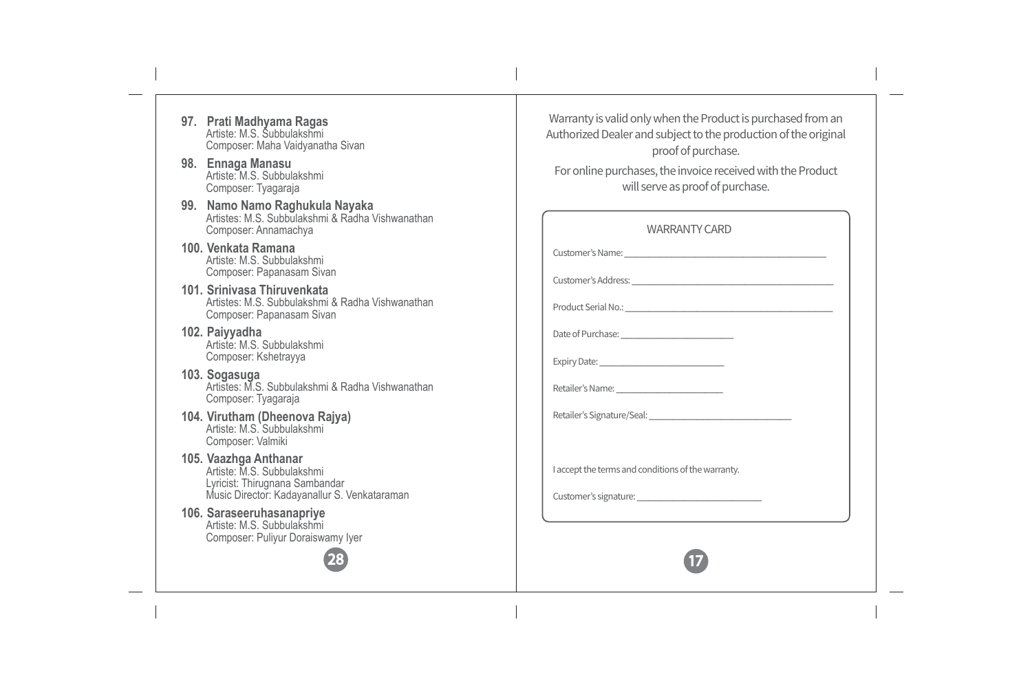**97. Prati Madhyama Ragas**
Artiste: M.S. Subbulakshmi
Composer: Maha Vaidyanatha Sivan

**98. Ennaga Manasu**
Artiste: M.S. Subbulakshmi
Composer: Tyagaraja

**99. Namo Namo Raghukula Nayaka**
Artistes: M.S. Subbulakshmi & Radha Vishwanathan
Composer: Annamachya

**100. Venkata Ramana**
Artiste: M.S. Subbulakshmi
Composer: Papanasam Sivan

**101. Srinivasa Thiruvenkata**
Artistes: M.S. Subbulakshmi & Radha Vishwanathan
Composer: Papanasam Sivan

**102. Paiyyadha**
Artiste: M.S. Subbulakshmi
Composer: Kshetrayya

**103. Sogasuga**
Artistes: M.S. Subbulakshmi & Radha Vishwanathan
Composer: Tyagaraja

**104. Virutham (Dheenova Rajya)**
Artiste: M.S. Subbulakshmi
Composer: Valmiki

**105. Vaazhga Anthanar**
Artiste: M.S. Subbulakshmi
Lyricist: Thirugnana Sambandar
Music Director: Kadayanallur S. Venkataraman

**106. Saraseeruhasanapriye**
Artiste: M.S. Subbulakshmi
Composer: Puliyur Doraiswamy Iyer

Warranty is valid only when the Product is purchased from an Authorized Dealer and subject to the production of the original proof of purchase.

For online purchases, the invoice received with the Product will serve as proof of purchase.

## WARRANTY CARD

Customer's Name: ________________________________

Customer's Address: ________________________________

Product Serial No.: ________________________________

Date of Purchase: ____________________

Expiry Date: ____________________

Retailer's Name: ____________________

Retailer's Signature/Seal: ________________________

I accept the terms and conditions of the warranty.

Customer's signature: ____________________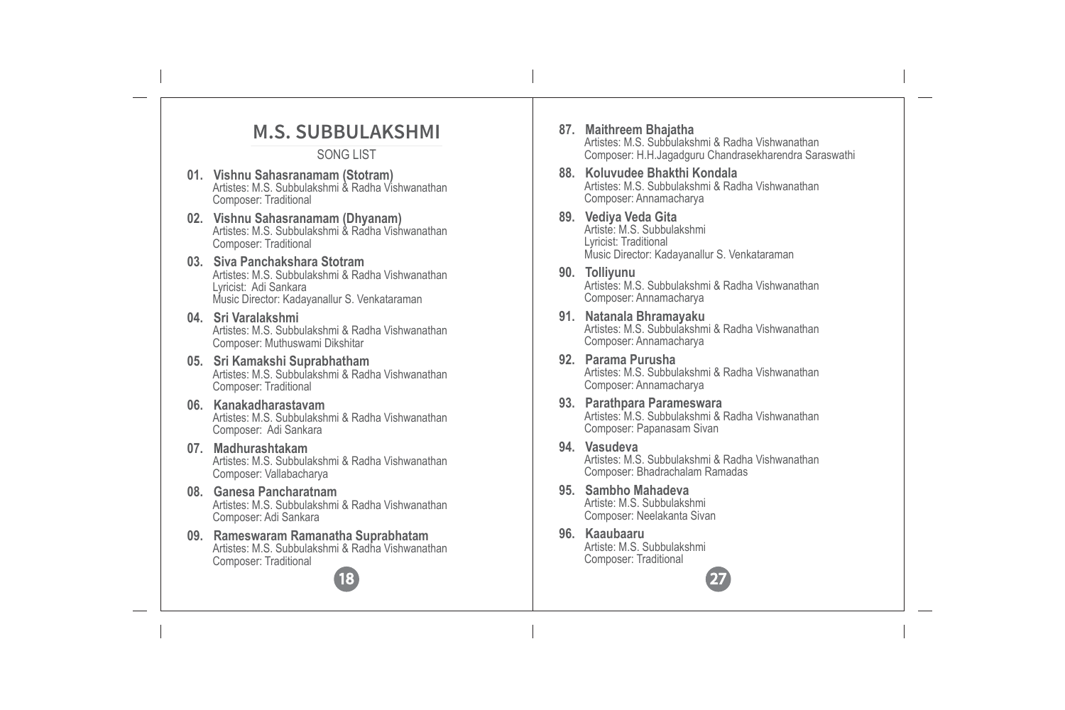# M.S. SUBBULAKSHMI

SONG LIST

**01. Vishnu Sahasranamam (Stotram)**
Artistes: M.S. Subbulakshmi & Radha Vishwanathan
Composer: Traditional

**02. Vishnu Sahasranamam (Dhyanam)**
Artistes: M.S. Subbulakshmi & Radha Vishwanathan
Composer: Traditional

**03. Siva Panchakshara Stotram**
Artistes: M.S. Subbulakshmi & Radha Vishwanathan
Lyricist: Adi Sankara
Music Director: Kadayanallur S. Venkataraman

**04. Sri Varalakshmi**
Artistes: M.S. Subbulakshmi & Radha Vishwanathan
Composer: Muthuswami Dikshitar

**05. Sri Kamakshi Suprabhatham**
Artistes: M.S. Subbulakshmi & Radha Vishwanathan
Composer: Traditional

**06. Kanakadharastavam**
Artistes: M.S. Subbulakshmi & Radha Vishwanathan
Composer: Adi Sankara

**07. Madhurashtakam**
Artistes: M.S. Subbulakshmi & Radha Vishwanathan
Composer: Vallabacharya

**08. Ganesa Pancharatnam**
Artistes: M.S. Subbulakshmi & Radha Vishwanathan
Composer: Adi Sankara

**09. Rameswaram Ramanatha Suprabhatam**
Artistes: M.S. Subbulakshmi & Radha Vishwanathan
Composer: Traditional

**87. Maithreem Bhajatha**
Artistes: M.S. Subbulakshmi & Radha Vishwanathan
Composer: H.H.Jagadguru Chandrasekharendra Saraswathi

**88. Koluvudee Bhakthi Kondala**
Artistes: M.S. Subbulakshmi & Radha Vishwanathan
Composer: Annamacharya

**89. Vediya Veda Gita**
Artiste: M.S. Subbulakshmi
Lyricist: Traditional
Music Director: Kadayanallur S. Venkataraman

**90. Tolliyunu**
Artistes: M.S. Subbulakshmi & Radha Vishwanathan
Composer: Annamacharya

**91. Natanala Bhramayaku**
Artistes: M.S. Subbulakshmi & Radha Vishwanathan
Composer: Annamacharya

**92. Parama Purusha**
Artistes: M.S. Subbulakshmi & Radha Vishwanathan
Composer: Annamacharya

**93. Parathpara Parameswara**
Artistes: M.S. Subbulakshmi & Radha Vishwanathan
Composer: Papanasam Sivan

**94. Vasudeva**
Artistes: M.S. Subbulakshmi & Radha Vishwanathan
Composer: Bhadrachalam Ramadas

**95. Sambho Mahadeva**
Artiste: M.S. Subbulakshmi
Composer: Neelakanta Sivan

**96. Kaaubaaru**
Artiste: M.S. Subbulakshmi
Composer: Traditional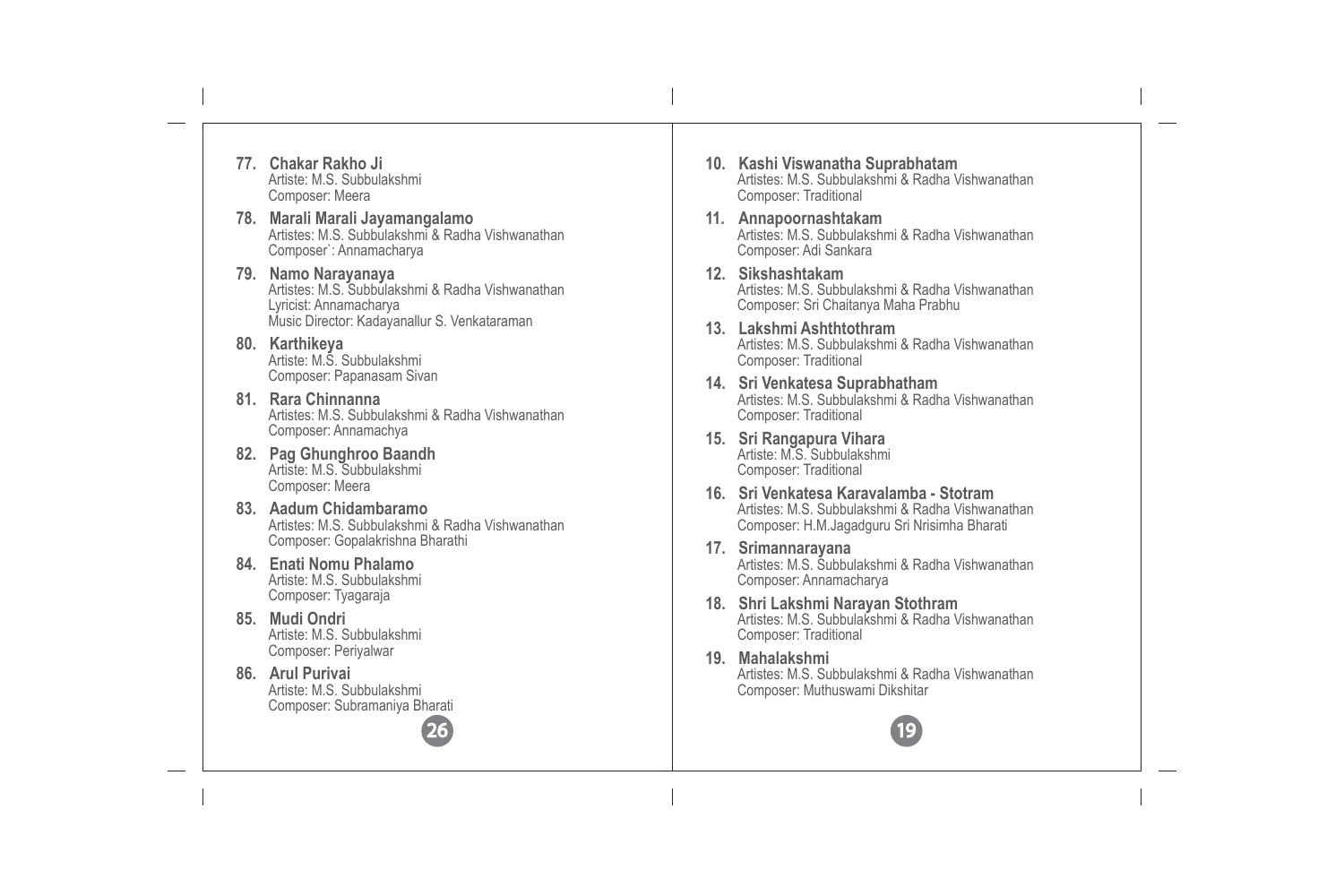77. **Chakar Rakho Ji**
    Artiste: M.S. Subbulakshmi
    Composer: Meera

78. **Marali Marali Jayamangalamo**
    Artistes: M.S. Subbulakshmi & Radha Vishwanathan
    Composer`: Annamacharya

79. **Namo Narayanaya**
    Artistes: M.S. Subbulakshmi & Radha Vishwanathan
    Lyricist: Annamacharya
    Music Director: Kadayanallur S. Venkataraman

80. **Karthikeya**
    Artiste: M.S. Subbulakshmi
    Composer: Papanasam Sivan

81. **Rara Chinnanna**
    Artistes: M.S. Subbulakshmi & Radha Vishwanathan
    Composer: Annamachya

82. **Pag Ghunghroo Baandh**
    Artiste: M.S. Subbulakshmi
    Composer: Meera

83. **Aadum Chidambaramo**
    Artistes: M.S. Subbulakshmi & Radha Vishwanathan
    Composer: Gopalakrishna Bharathi

84. **Enati Nomu Phalamo**
    Artiste: M.S. Subbulakshmi
    Composer: Tyagaraja

85. **Mudi Ondri**
    Artiste: M.S. Subbulakshmi
    Composer: Periyalwar

86. **Arul Purivai**
    Artiste: M.S. Subbulakshmi
    Composer: Subramaniya Bharati

10. **Kashi Viswanatha Suprabhatam**
    Artistes: M.S. Subbulakshmi & Radha Vishwanathan
    Composer: Traditional

11. **Annapoornashtakam**
    Artistes: M.S. Subbulakshmi & Radha Vishwanathan
    Composer: Adi Sankara

12. **Sikshashtakam**
    Artistes: M.S. Subbulakshmi & Radha Vishwanathan
    Composer: Sri Chaitanya Maha Prabhu

13. **Lakshmi Ashthtothram**
    Artistes: M.S. Subbulakshmi & Radha Vishwanathan
    Composer: Traditional

14. **Sri Venkatesa Suprabhatham**
    Artistes: M.S. Subbulakshmi & Radha Vishwanathan
    Composer: Traditional

15. **Sri Rangapura Vihara**
    Artiste: M.S. Subbulakshmi
    Composer: Traditional

16. **Sri Venkatesa Karavalamba - Stotram**
    Artistes: M.S. Subbulakshmi & Radha Vishwanathan
    Composer: H.M.Jagadguru Sri Nrisimha Bharati

17. **Srimannarayana**
    Artistes: M.S. Subbulakshmi & Radha Vishwanathan
    Composer: Annamacharya

18. **Shri Lakshmi Narayan Stothram**
    Artistes: M.S. Subbulakshmi & Radha Vishwanathan
    Composer: Traditional

19. **Mahalakshmi**
    Artistes: M.S. Subbulakshmi & Radha Vishwanathan
    Composer: Muthuswami Dikshitar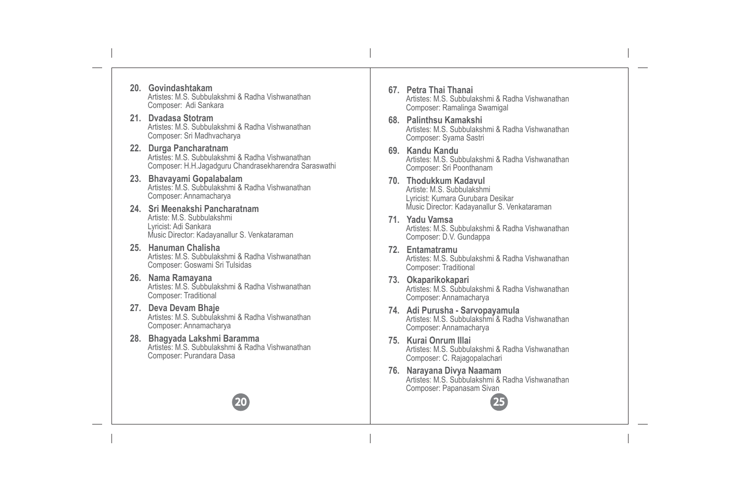20. **Govindashtakam**
    Artistes: M.S. Subbulakshmi & Radha Vishwanathan
    Composer: Adi Sankara

21. **Dvadasa Stotram**
    Artistes: M.S. Subbulakshmi & Radha Vishwanathan
    Composer: Sri Madhvacharya

22. **Durga Pancharatnam**
    Artistes: M.S. Subbulakshmi & Radha Vishwanathan
    Composer: H.H.Jagadguru Chandrasekharendra Saraswathi

23. **Bhavayami Gopalabalam**
    Artistes: M.S. Subbulakshmi & Radha Vishwanathan
    Composer: Annamacharya

24. **Sri Meenakshi Pancharatnam**
    Artiste: M.S. Subbulakshmi
    Lyricist: Adi Sankara
    Music Director: Kadayanallur S. Venkataraman

25. **Hanuman Chalisha**
    Artistes: M.S. Subbulakshmi & Radha Vishwanathan
    Composer: Goswami Sri Tulsidas

26. **Nama Ramayana**
    Artistes: M.S. Subbulakshmi & Radha Vishwanathan
    Composer: Traditional

27. **Deva Devam Bhaje**
    Artistes: M.S. Subbulakshmi & Radha Vishwanathan
    Composer: Annamacharya

28. **Bhagyada Lakshmi Baramma**
    Artistes: M.S. Subbulakshmi & Radha Vishwanathan
    Composer: Purandara Dasa

67. **Petra Thai Thanai**
    Artistes: M.S. Subbulakshmi & Radha Vishwanathan
    Composer: Ramalinga Swamigal

68. **Palinthsu Kamakshi**
    Artistes: M.S. Subbulakshmi & Radha Vishwanathan
    Composer: Syama Sastri

69. **Kandu Kandu**
    Artistes: M.S. Subbulakshmi & Radha Vishwanathan
    Composer: Sri Poonthanam

70. **Thodukkum Kadavul**
    Artiste: M.S. Subbulakshmi
    Lyricist: Kumara Gurubara Desikar
    Music Director: Kadayanallur S. Venkataraman

71. **Yadu Vamsa**
    Artistes: M.S. Subbulakshmi & Radha Vishwanathan
    Composer: D.V. Gundappa

72. **Entamatramu**
    Artistes: M.S. Subbulakshmi & Radha Vishwanathan
    Composer: Traditional

73. **Okaparikokapari**
    Artistes: M.S. Subbulakshmi & Radha Vishwanathan
    Composer: Annamacharya

74. **Adi Purusha - Sarvopayamula**
    Artistes: M.S. Subbulakshmi & Radha Vishwanathan
    Composer: Annamacharya

75. **Kurai Onrum Illai**
    Artistes: M.S. Subbulakshmi & Radha Vishwanathan
    Composer: C. Rajagopalachari

76. **Narayana Divya Naamam**
    Artistes: M.S. Subbulakshmi & Radha Vishwanathan
    Composer: Papanasam Sivan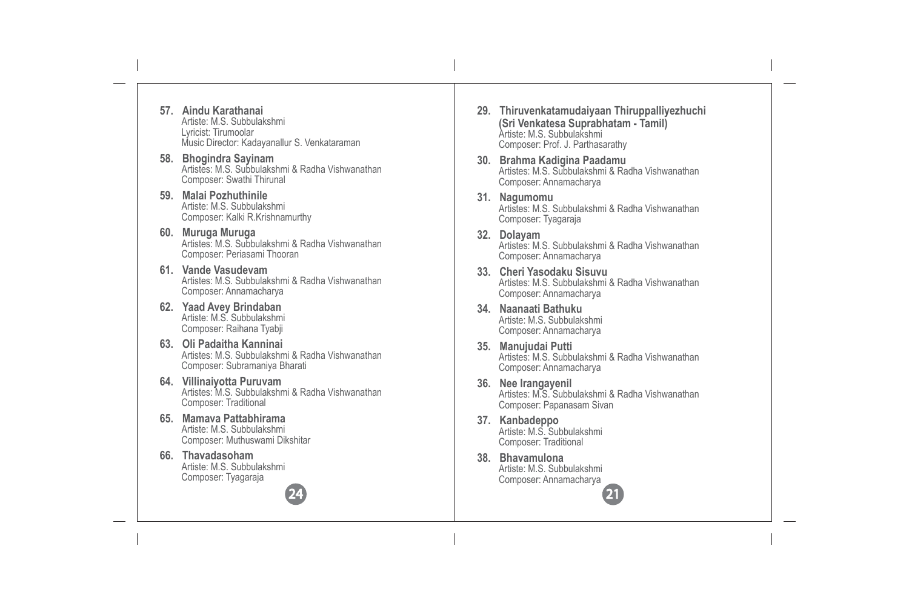57. **Aindu Karathanai**
    Artiste: M.S. Subbulakshmi
    Lyricist: Tirumoolar
    Music Director: Kadayanallur S. Venkataraman

58. **Bhogindra Sayinam**
    Artistes: M.S. Subbulakshmi & Radha Vishwanathan
    Composer: Swathi Thirunal

59. **Malai Pozhuthinile**
    Artiste: M.S. Subbulakshmi
    Composer: Kalki R.Krishnamurthy

60. **Muruga Muruga**
    Artistes: M.S. Subbulakshmi & Radha Vishwanathan
    Composer: Periasami Thooran

61. **Vande Vasudevam**
    Artistes: M.S. Subbulakshmi & Radha Vishwanathan
    Composer: Annamacharya

62. **Yaad Avey Brindaban**
    Artiste: M.S. Subbulakshmi
    Composer: Raihana Tyabji

63. **Oli Padaitha Kanninai**
    Artistes: M.S. Subbulakshmi & Radha Vishwanathan
    Composer: Subramaniya Bharati

64. **Villinaiyotta Puruvam**
    Artistes: M.S. Subbulakshmi & Radha Vishwanathan
    Composer: Traditional

65. **Mamava Pattabhirama**
    Artiste: M.S. Subbulakshmi
    Composer: Muthuswami Dikshitar

66. **Thavadasoham**
    Artiste: M.S. Subbulakshmi
    Composer: Tyagaraja

29. **Thiruvenkatamudaiyaan Thiruppalliyezhuchi (Sri Venkatesa Suprabhatam - Tamil)**
    Artiste: M.S. Subbulakshmi
    Composer: Prof. J. Parthasarathy

30. **Brahma Kadigina Paadamu**
    Artistes: M.S. Subbulakshmi & Radha Vishwanathan
    Composer: Annamacharya

31. **Nagumomu**
    Artistes: M.S. Subbulakshmi & Radha Vishwanathan
    Composer: Tyagaraja

32. **Dolayam**
    Artistes: M.S. Subbulakshmi & Radha Vishwanathan
    Composer: Annamacharya

33. **Cheri Yasodaku Sisuvu**
    Artistes: M.S. Subbulakshmi & Radha Vishwanathan
    Composer: Annamacharya

34. **Naanaati Bathuku**
    Artiste: M.S. Subbulakshmi
    Composer: Annamacharya

35. **Manujudai Putti**
    Artistes: M.S. Subbulakshmi & Radha Vishwanathan
    Composer: Annamacharya

36. **Nee Irangayenil**
    Artistes: M.S. Subbulakshmi & Radha Vishwanathan
    Composer: Papanasam Sivan

37. **Kanbadeppo**
    Artiste: M.S. Subbulakshmi
    Composer: Traditional

38. **Bhavamulona**
    Artiste: M.S. Subbulakshmi
    Composer: Annamacharya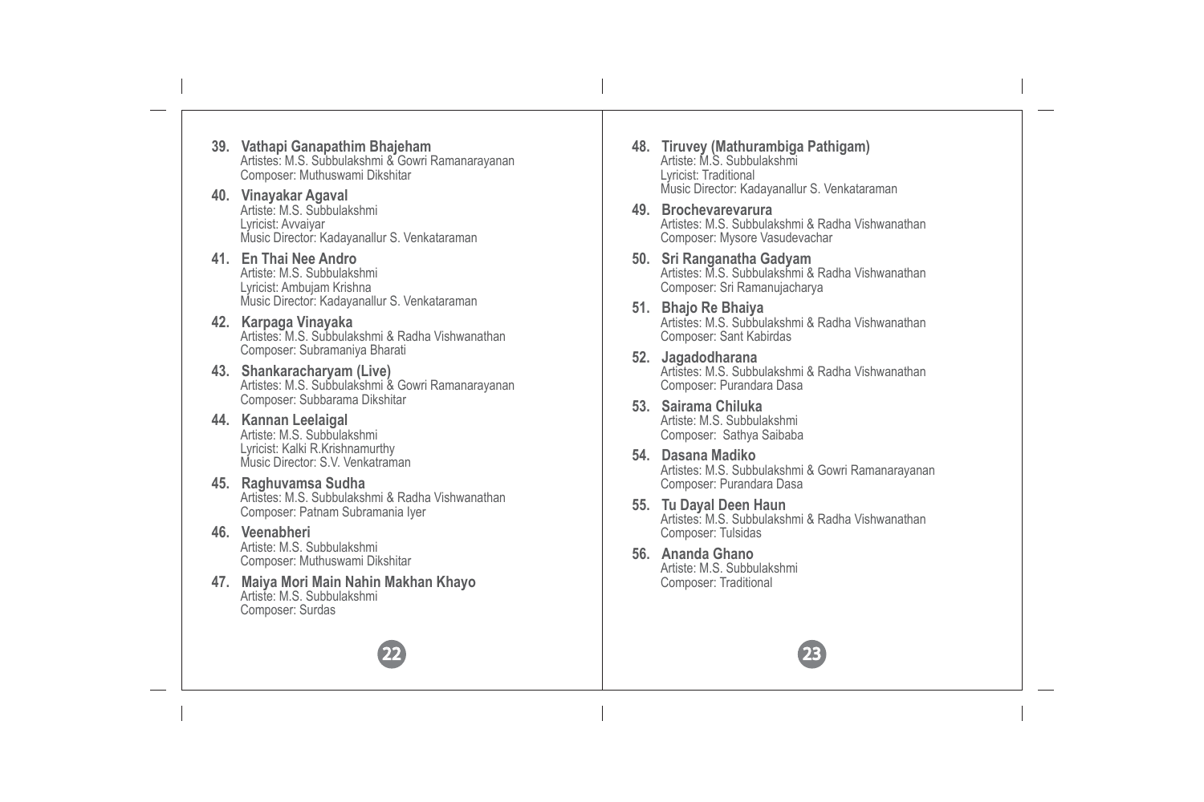**39. Vathapi Ganapathim Bhajeham**
Artistes: M.S. Subbulakshmi & Gowri Ramanarayanan
Composer: Muthuswami Dikshitar

**40. Vinayakar Agaval**
Artiste: M.S. Subbulakshmi
Lyricist: Avvaiyar
Music Director: Kadayanallur S. Venkataraman

**41. En Thai Nee Andro**
Artiste: M.S. Subbulakshmi
Lyricist: Ambujam Krishna
Music Director: Kadayanallur S. Venkataraman

**42. Karpaga Vinayaka**
Artistes: M.S. Subbulakshmi & Radha Vishwanathan
Composer: Subramaniya Bharati

**43. Shankaracharyam (Live)**
Artistes: M.S. Subbulakshmi & Gowri Ramanarayanan
Composer: Subbarama Dikshitar

**44. Kannan Leelaigal**
Artiste: M.S. Subbulakshmi
Lyricist: Kalki R.Krishnamurthy
Music Director: S.V. Venkatraman

**45. Raghuvamsa Sudha**
Artistes: M.S. Subbulakshmi & Radha Vishwanathan
Composer: Patnam Subramania Iyer

**46. Veenabheri**
Artiste: M.S. Subbulakshmi
Composer: Muthuswami Dikshitar

**47. Maiya Mori Main Nahin Makhan Khayo**
Artiste: M.S. Subbulakshmi
Composer: Surdas

**48. Tiruvey (Mathurambiga Pathigam)**
Artiste: M.S. Subbulakshmi
Lyricist: Traditional
Music Director: Kadayanallur S. Venkataraman

**49. Brochevarevarura**
Artistes: M.S. Subbulakshmi & Radha Vishwanathan
Composer: Mysore Vasudevachar

**50. Sri Ranganatha Gadyam**
Artistes: M.S. Subbulakshmi & Radha Vishwanathan
Composer: Sri Ramanujacharya

**51. Bhajo Re Bhaiya**
Artistes: M.S. Subbulakshmi & Radha Vishwanathan
Composer: Sant Kabirdas

**52. Jagadodharana**
Artistes: M.S. Subbulakshmi & Radha Vishwanathan
Composer: Purandara Dasa

**53. Sairama Chiluka**
Artiste: M.S. Subbulakshmi
Composer: Sathya Saibaba

**54. Dasana Madiko**
Artistes: M.S. Subbulakshmi & Gowri Ramanarayanan
Composer: Purandara Dasa

**55. Tu Dayal Deen Haun**
Artistes: M.S. Subbulakshmi & Radha Vishwanathan
Composer: Tulsidas

**56. Ananda Ghano**
Artiste: M.S. Subbulakshmi
Composer: Traditional